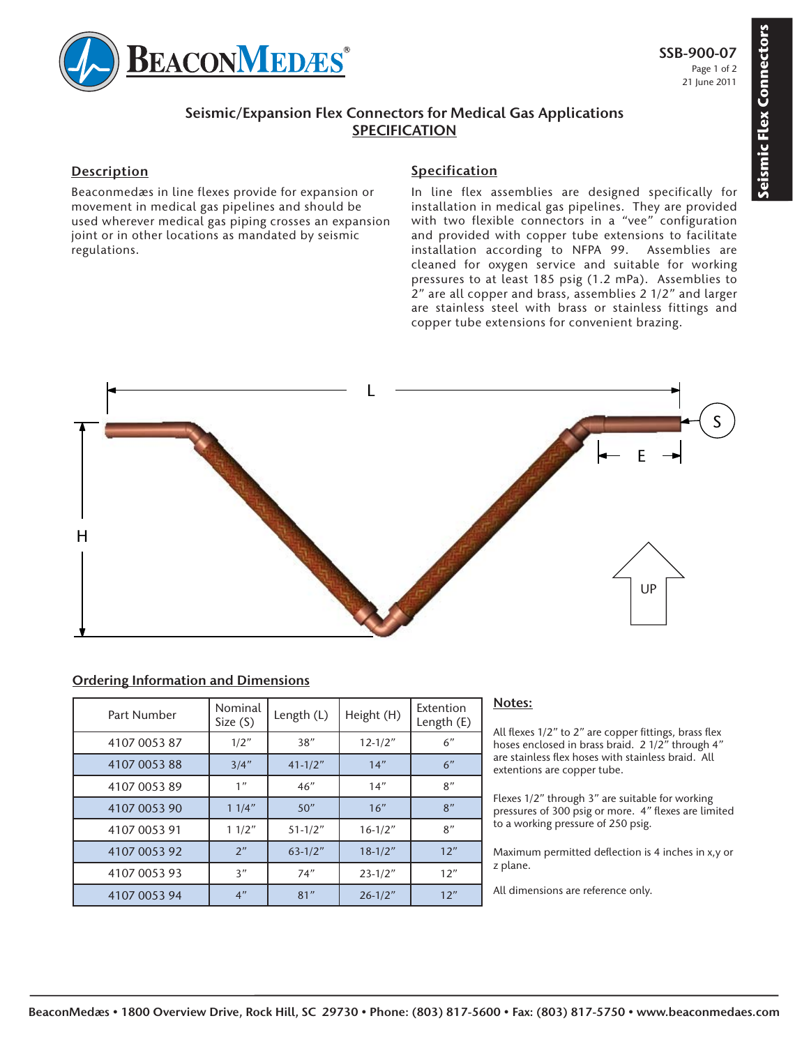SSB-900-07

21 June 2011

# Seismic/Expansion Flex Connectors for Medical Gas Applications
## SPECIFICATION

### Description

Beaconmedæs in line flexes provide for expansion or movement in medical gas pipelines and should be used wherever medical gas piping crosses an expansion joint or in other locations as mandated by seismic regulations.

### Specification

In line flex assemblies are designed specifically for installation in medical gas pipelines. They are provided with two flexible connectors in a "vee" configuration and provided with copper tube extensions to facilitate installation according to NFPA 99. Assemblies are cleaned for oxygen service and suitable for working pressures to at least 185 psig (1.2 mPa). Assemblies to 2" are all copper and brass, assemblies 2 1/2" and larger are stainless steel with brass or stainless fittings and copper tube extensions for convenient brazing.

### Ordering Information and Dimensions

| Part Number | Nominal Size (S) | Length (L) | Height (H) | Extention Length (E) |
|---|---|---|---|---|
| 4107 0053 87 | 1/2" | 38" | 12-1/2" | 6" |
| 4107 0053 88 | 3/4" | 41-1/2" | 14" | 6" |
| 4107 0053 89 | 1" | 46" | 14" | 8" |
| 4107 0053 90 | 1 1/4" | 50" | 16" | 8" |
| 4107 0053 91 | 1 1/2" | 51-1/2" | 16-1/2" | 8" |
| 4107 0053 92 | 2" | 63-1/2" | 18-1/2" | 12" |
| 4107 0053 93 | 3" | 74" | 23-1/2" | 12" |
| 4107 0053 94 | 4" | 81" | 26-1/2" | 12" |

### Notes:

All flexes 1/2" to 2" are copper fittings, brass flex hoses enclosed in brass braid. 2 1/2" through 4" are stainless flex hoses with stainless braid. All extentions are copper tube.

Flexes 1/2" through 3" are suitable for working pressures of 300 psig or more. 4" flexes are limited to a working pressure of 250 psig.

Maximum permitted deflection is 4 inches in x,y or z plane.

All dimensions are reference only.

BeaconMedæs • 1800 Overview Drive, Rock Hill, SC 29730 • Phone: (803) 817-5600 • Fax: (803) 817-5750 • www.beaconmedaes.com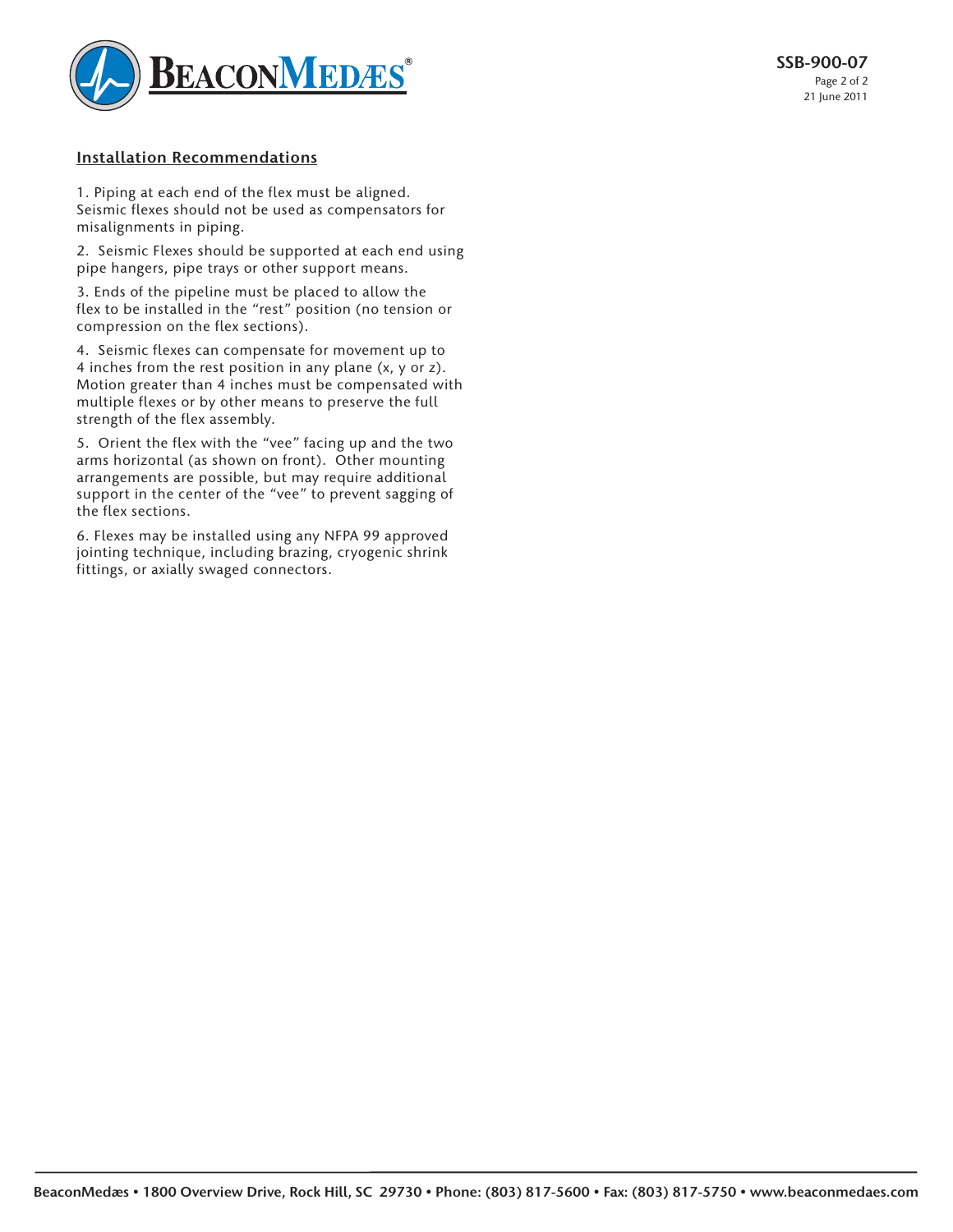## Installation Recommendations

1. Piping at each end of the flex must be aligned. Seismic flexes should not be used as compensators for misalignments in piping.

2. Seismic Flexes should be supported at each end using pipe hangers, pipe trays or other support means.

3. Ends of the pipeline must be placed to allow the flex to be installed in the "rest" position (no tension or compression on the flex sections).

4. Seismic flexes can compensate for movement up to 4 inches from the rest position in any plane (x, y or z). Motion greater than 4 inches must be compensated with multiple flexes or by other means to preserve the full strength of the flex assembly.

5. Orient the flex with the "vee" facing up and the two arms horizontal (as shown on front). Other mounting arrangements are possible, but may require additional support in the center of the "vee" to prevent sagging of the flex sections.

6. Flexes may be installed using any NFPA 99 approved jointing technique, including brazing, cryogenic shrink fittings, or axially swaged connectors.